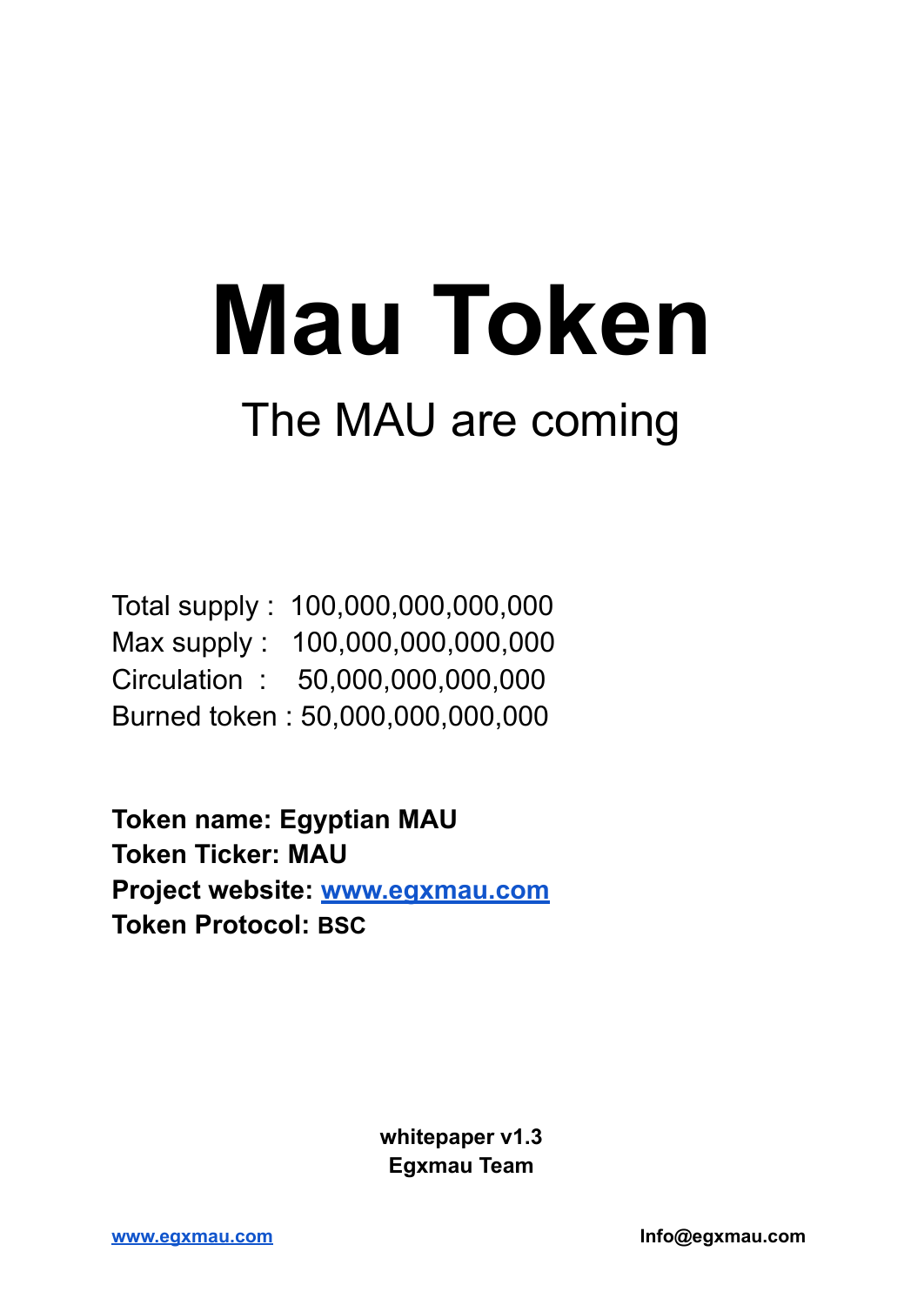# Mau Token

## The MAU are coming

Total supply : 100,000,000,000,000
Max supply : 100,000,000,000,000
Circulation : 50,000,000,000,000
Burned token : 50,000,000,000,000

**Token name: Egyptian MAU**
**Token Ticker: MAU**
**Project website: [www.egxmau.com](http://www.egxmau.com)**
**Token Protocol: BSC**

**whitepaper v1.3**
**Egxmau Team**

[www.egxmau.com](http://www.egxmau.com) **Info@egxmau.com**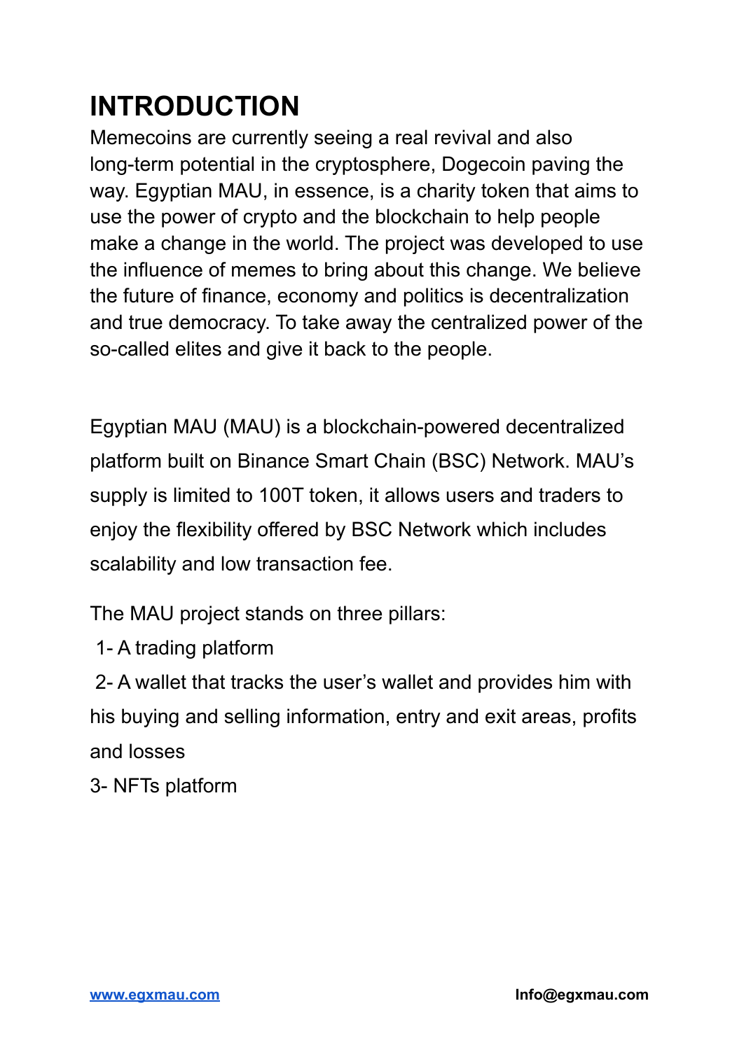# INTRODUCTION

Memecoins are currently seeing a real revival and also long-term potential in the cryptosphere, Dogecoin paving the way. Egyptian MAU, in essence, is a charity token that aims to use the power of crypto and the blockchain to help people make a change in the world. The project was developed to use the influence of memes to bring about this change. We believe the future of finance, economy and politics is decentralization and true democracy. To take away the centralized power of the so-called elites and give it back to the people.

Egyptian MAU (MAU) is a blockchain-powered decentralized platform built on Binance Smart Chain (BSC) Network. MAU's supply is limited to 100T token, it allows users and traders to enjoy the flexibility offered by BSC Network which includes scalability and low transaction fee.

The MAU project stands on three pillars:

1- A trading platform

2- A wallet that tracks the user's wallet and provides him with his buying and selling information, entry and exit areas, profits and losses

3- NFTs platform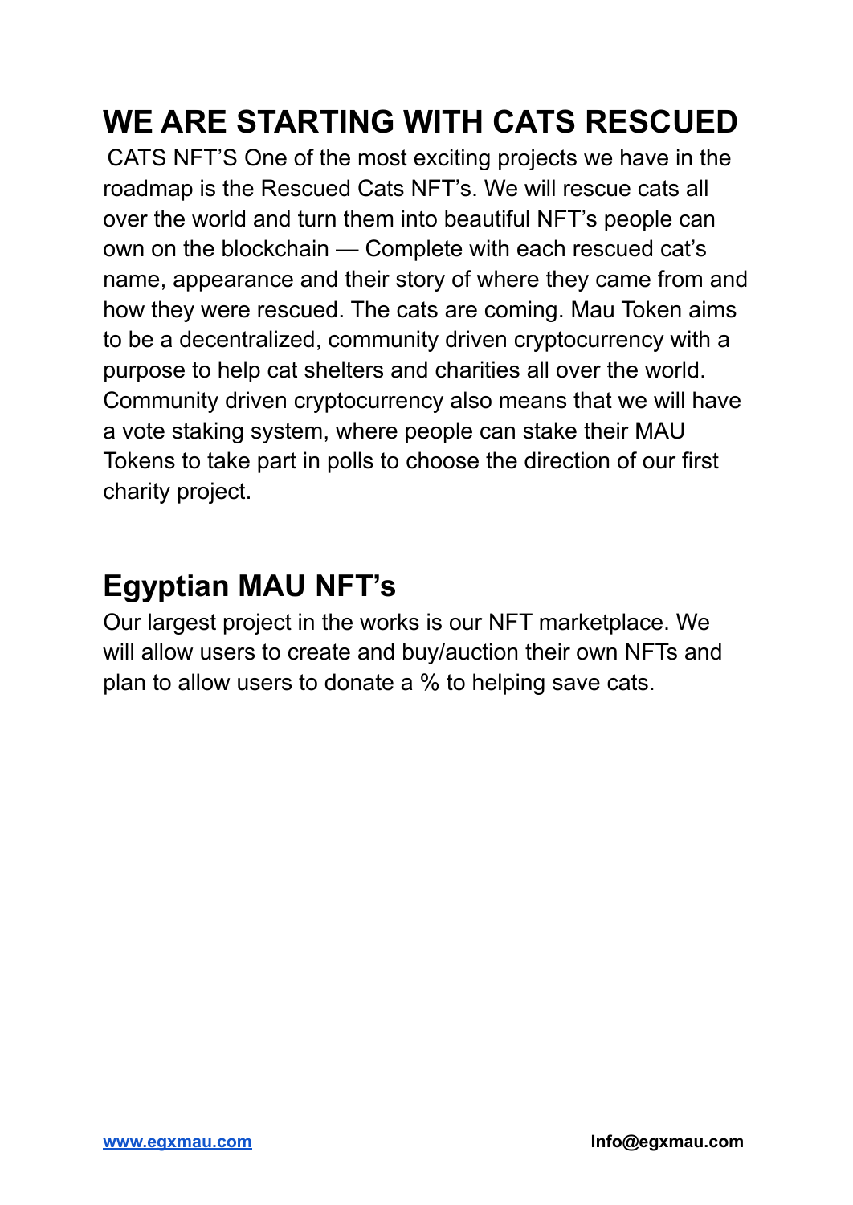# WE ARE STARTING WITH CATS RESCUED

CATS NFT'S One of the most exciting projects we have in the roadmap is the Rescued Cats NFT's. We will rescue cats all over the world and turn them into beautiful NFT's people can own on the blockchain — Complete with each rescued cat's name, appearance and their story of where they came from and how they were rescued. The cats are coming. Mau Token aims to be a decentralized, community driven cryptocurrency with a purpose to help cat shelters and charities all over the world. Community driven cryptocurrency also means that we will have a vote staking system, where people can stake their MAU Tokens to take part in polls to choose the direction of our first charity project.

## Egyptian MAU NFT's

Our largest project in the works is our NFT marketplace. We will allow users to create and buy/auction their own NFTs and plan to allow users to donate a % to helping save cats.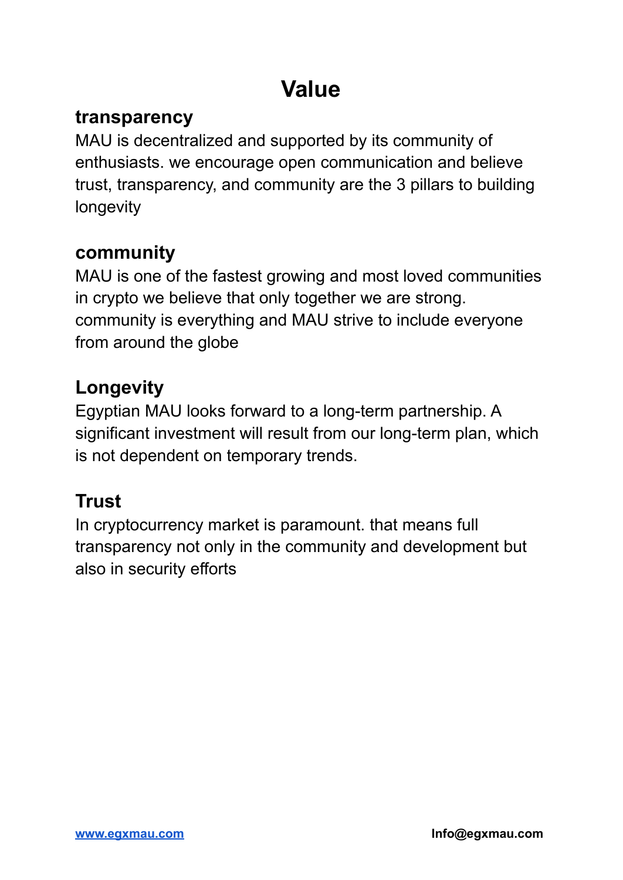# Value

## transparency

MAU is decentralized and supported by its community of enthusiasts. we encourage open communication and believe trust, transparency, and community are the 3 pillars to building longevity

## community

MAU is one of the fastest growing and most loved communities in crypto we believe that only together we are strong. community is everything and MAU strive to include everyone from around the globe

## Longevity

Egyptian MAU looks forward to a long-term partnership. A significant investment will result from our long-term plan, which is not dependent on temporary trends.

## Trust

In cryptocurrency market is paramount. that means full transparency not only in the community and development but also in security efforts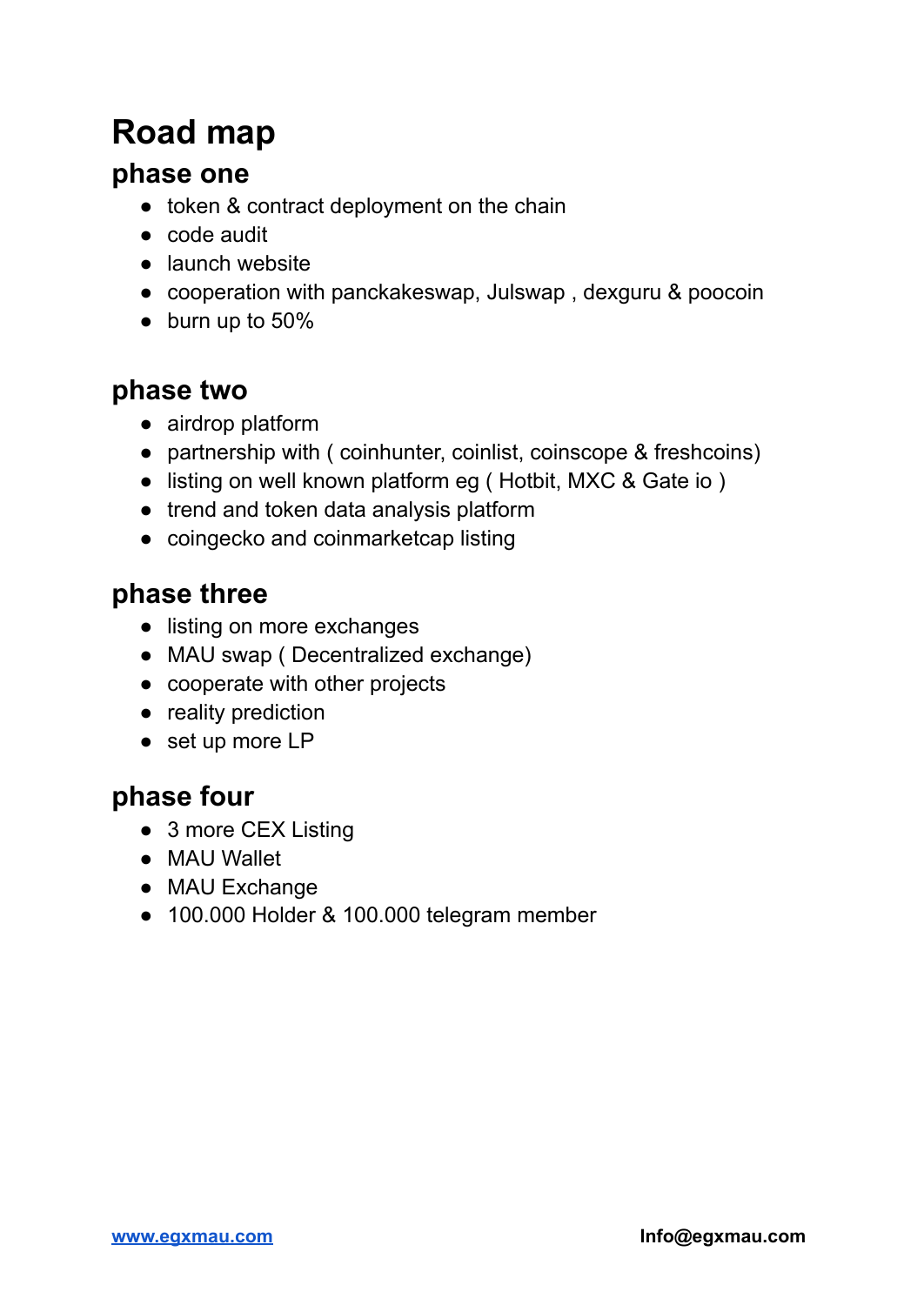# Road map

## phase one

- token & contract deployment on the chain
- code audit
- launch website
- cooperation with panckakeswap, Julswap , dexguru & poocoin
- burn up to 50%

## phase two

- airdrop platform
- partnership with ( coinhunter, coinlist, coinscope & freshcoins)
- listing on well known platform eg ( Hotbit, MXC & Gate io )
- trend and token data analysis platform
- coingecko and coinmarketcap listing

## phase three

- listing on more exchanges
- MAU swap ( Decentralized exchange)
- cooperate with other projects
- reality prediction
- set up more LP

## phase four

- 3 more CEX Listing
- MAU Wallet
- MAU Exchange
- 100.000 Holder & 100.000 telegram member

www.egxmau.com Info@egxmau.com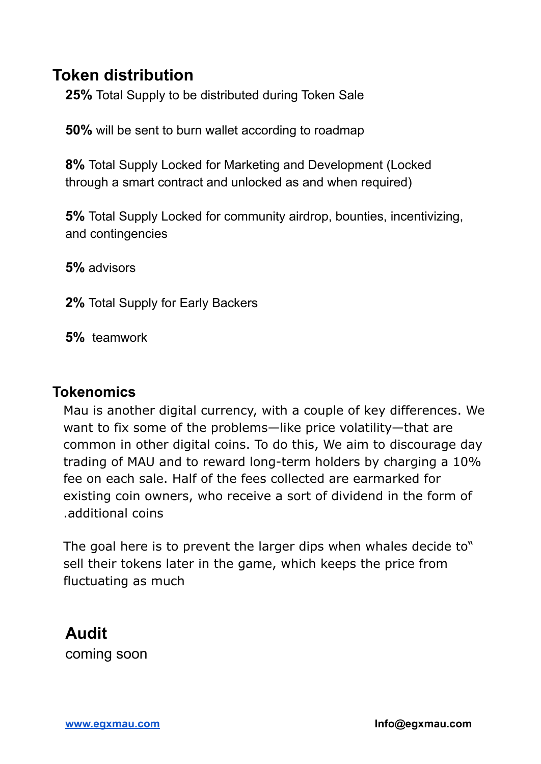## Token distribution

**25%** Total Supply to be distributed during Token Sale

**50%** will be sent to burn wallet according to roadmap

**8%** Total Supply Locked for Marketing and Development (Locked through a smart contract and unlocked as and when required)

**5%** Total Supply Locked for community airdrop, bounties, incentivizing, and contingencies

**5%** advisors

**2%** Total Supply for Early Backers

**5%** teamwork

## Tokenomics

Mau is another digital currency, with a couple of key differences. We want to fix some of the problems—like price volatility—that are common in other digital coins. To do this, We aim to discourage day trading of MAU and to reward long-term holders by charging a 10% fee on each sale. Half of the fees collected are earmarked for existing coin owners, who receive a sort of dividend in the form of .additional coins

The goal here is to prevent the larger dips when whales decide to" sell their tokens later in the game, which keeps the price from fluctuating as much

## Audit

coming soon

www.egxmau.com Info@egxmau.com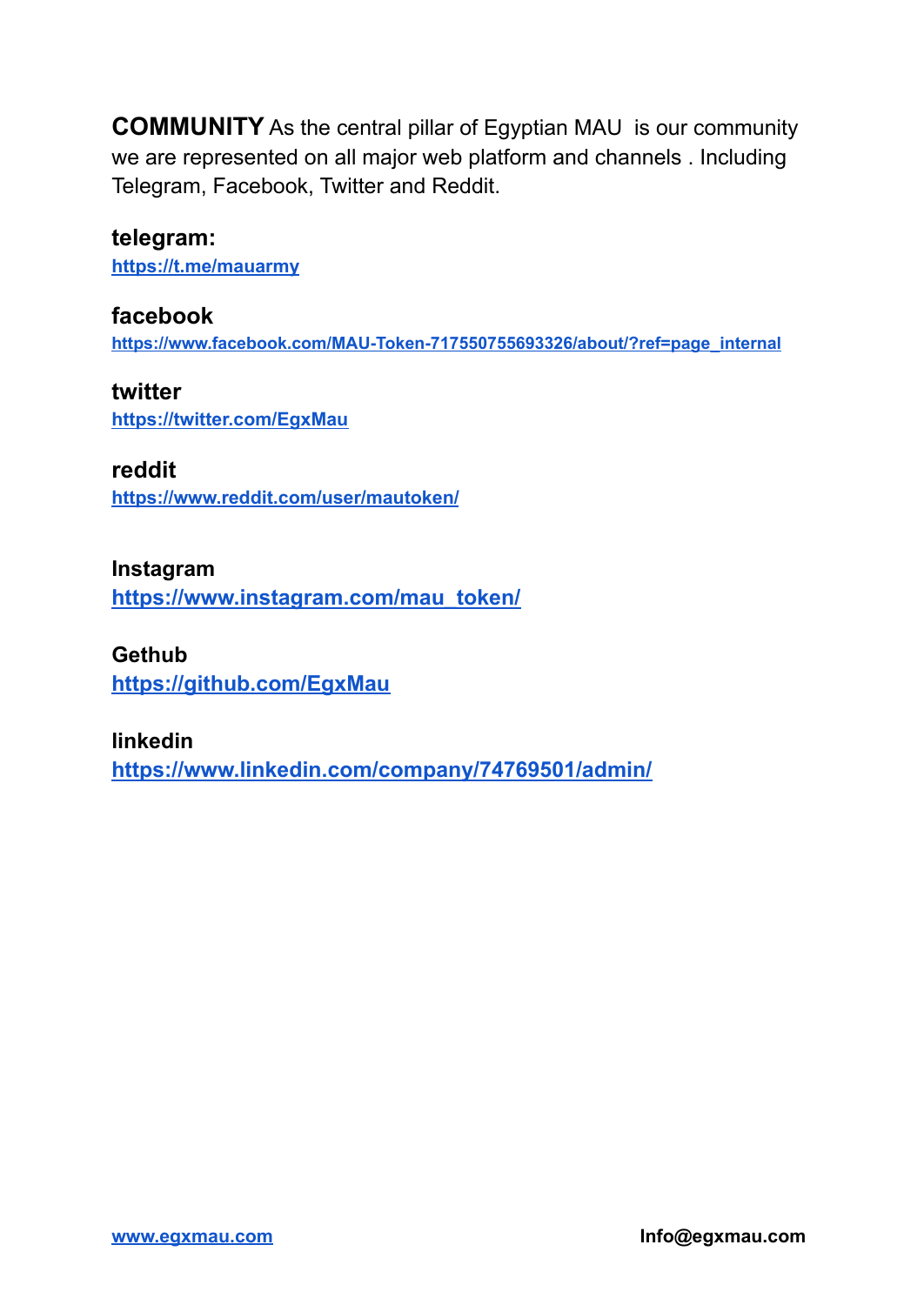**COMMUNITY** As the central pillar of Egyptian MAU  is our community we are represented on all major web platform and channels . Including Telegram, Facebook, Twitter and Reddit.

**telegram:**
https://t.me/mauarmy

**facebook**
https://www.facebook.com/MAU-Token-717550755693326/about/?ref=page_internal

**twitter**
https://twitter.com/EgxMau

**reddit**
https://www.reddit.com/user/mautoken/

**Instagram**
https://www.instagram.com/mau_token/

**Gethub**
https://github.com/EgxMau

**linkedin**
https://www.linkedin.com/company/74769501/admin/

www.egxmau.com

**Info@egxmau.com**